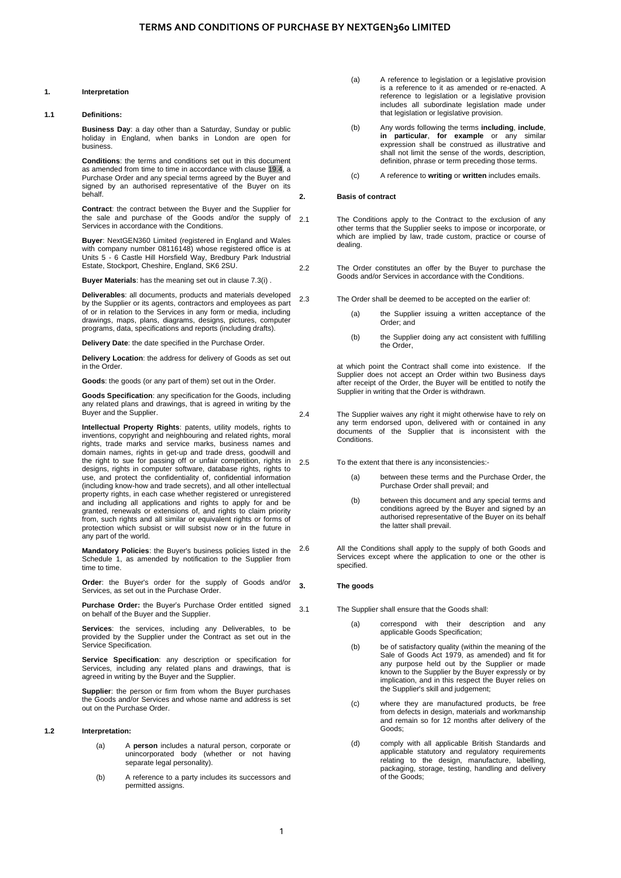# TERMS AND CONDITIONS OF PURCHASE BY NEXTGEN360 LIMITED

## 1. Interpretation

### 1.1 Definitions:

**Business Day**: a day other than a Saturday, Sunday or public holiday in England, when banks in London are open for business.

**Conditions**: the terms and conditions set out in this document as amended from time to time in accordance with clause 19.4, a Purchase Order and any special terms agreed by the Buyer and signed by an authorised representative of the Buyer on its behalf.

**Contract**: the contract between the Buyer and the Supplier for the sale and purchase of the Goods and/or the supply of Services in accordance with the Conditions.

**Buyer**: NextGEN360 Limited (registered in England and Wales with company number 08116148) whose registered office is at Units 5 - 6 Castle Hill Horsfield Way, Bredbury Park Industrial Estate, Stockport, Cheshire, England, SK6 2SU.

**Buyer Materials**: has the meaning set out in clause 7.3(i) .

**Deliverables**: all documents, products and materials developed by the Supplier or its agents, contractors and employees as part of or in relation to the Services in any form or media, including drawings, maps, plans, diagrams, designs, pictures, computer programs, data, specifications and reports (including drafts).

**Delivery Date**: the date specified in the Purchase Order.

**Delivery Location**: the address for delivery of Goods as set out in the Order.

**Goods**: the goods (or any part of them) set out in the Order.

**Goods Specification**: any specification for the Goods, including any related plans and drawings, that is agreed in writing by the Buyer and the Supplier.

**Intellectual Property Rights**: patents, utility models, rights to inventions, copyright and neighbouring and related rights, moral rights, trade marks and service marks, business names and domain names, rights in get-up and trade dress, goodwill and the right to sue for passing off or unfair competition, rights in designs, rights in computer software, database rights, rights to use, and protect the confidentiality of, confidential information (including know-how and trade secrets), and all other intellectual property rights, in each case whether registered or unregistered and including all applications and rights to apply for and be granted, renewals or extensions of, and rights to claim priority from, such rights and all similar or equivalent rights or forms of protection which subsist or will subsist now or in the future in any part of the world.

**Mandatory Policies**: the Buyer's business policies listed in the Schedule 1, as amended by notification to the Supplier from time to time.

**Order**: the Buyer's order for the supply of Goods and/or Services, as set out in the Purchase Order.

**Purchase Order:** the Buyer's Purchase Order entitled signed on behalf of the Buyer and the Supplier.

**Services**: the services, including any Deliverables, to be provided by the Supplier under the Contract as set out in the Service Specification.

**Service Specification**: any description or specification for Services, including any related plans and drawings, that is agreed in writing by the Buyer and the Supplier.

**Supplier**: the person or firm from whom the Buyer purchases the Goods and/or Services and whose name and address is set out on the Purchase Order.

### 1.2 Interpretation:

(a) A **person** includes a natural person, corporate or unincorporated body (whether or not having separate legal personality).

(b) A reference to a party includes its successors and permitted assigns.

(a) A reference to legislation or a legislative provision is a reference to it as amended or re-enacted. A reference to legislation or a legislative provision includes all subordinate legislation made under that legislation or legislative provision.

(b) Any words following the terms **including**, **include**, **in particular**, **for example** or any similar expression shall be construed as illustrative and shall not limit the sense of the words, description, definition, phrase or term preceding those terms.

(c) A reference to **writing** or **written** includes emails.

## 2. Basis of contract

2.1 The Conditions apply to the Contract to the exclusion of any other terms that the Supplier seeks to impose or incorporate, or which are implied by law, trade custom, practice or course of dealing.

2.2 The Order constitutes an offer by the Buyer to purchase the Goods and/or Services in accordance with the Conditions.

2.3 The Order shall be deemed to be accepted on the earlier of:

(a) the Supplier issuing a written acceptance of the Order; and

(b) the Supplier doing any act consistent with fulfilling the Order,

at which point the Contract shall come into existence. If the Supplier does not accept an Order within two Business days after receipt of the Order, the Buyer will be entitled to notify the Supplier in writing that the Order is withdrawn.

2.4 The Supplier waives any right it might otherwise have to rely on any term endorsed upon, delivered with or contained in any documents of the Supplier that is inconsistent with the Conditions.

2.5 To the extent that there is any inconsistencies:-

(a) between these terms and the Purchase Order, the Purchase Order shall prevail; and

(b) between this document and any special terms and conditions agreed by the Buyer and signed by an authorised representative of the Buyer on its behalf the latter shall prevail.

2.6 All the Conditions shall apply to the supply of both Goods and Services except where the application to one or the other is specified.

## 3. The goods

3.1 The Supplier shall ensure that the Goods shall:

(a) correspond with their description and any applicable Goods Specification;

(b) be of satisfactory quality (within the meaning of the Sale of Goods Act 1979, as amended) and fit for any purpose held out by the Supplier or made known to the Supplier by the Buyer expressly or by implication, and in this respect the Buyer relies on the Supplier's skill and judgement;

(c) where they are manufactured products, be free from defects in design, materials and workmanship and remain so for 12 months after delivery of the Goods;

(d) comply with all applicable British Standards and applicable statutory and regulatory requirements relating to the design, manufacture, labelling, packaging, storage, testing, handling and delivery of the Goods;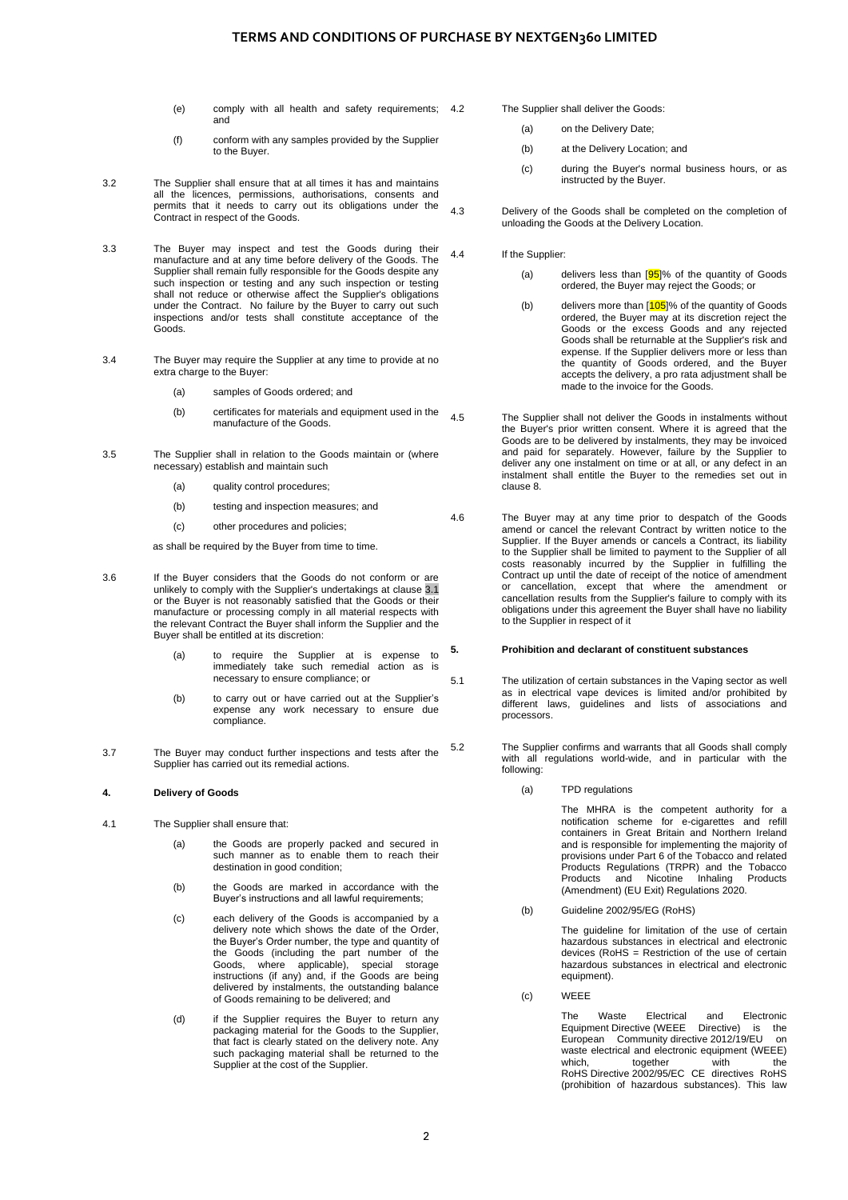(e) comply with all health and safety requirements; and

(f) conform with any samples provided by the Supplier to the Buyer.

3.2 The Supplier shall ensure that at all times it has and maintains all the licences, permissions, authorisations, consents and permits that it needs to carry out its obligations under the Contract in respect of the Goods.

3.3 The Buyer may inspect and test the Goods during their manufacture and at any time before delivery of the Goods. The Supplier shall remain fully responsible for the Goods despite any such inspection or testing and any such inspection or testing shall not reduce or otherwise affect the Supplier's obligations under the Contract. No failure by the Buyer to carry out such inspections and/or tests shall constitute acceptance of the Goods.

3.4 The Buyer may require the Supplier at any time to provide at no extra charge to the Buyer:

(a) samples of Goods ordered; and

(b) certificates for materials and equipment used in the manufacture of the Goods.

3.5 The Supplier shall in relation to the Goods maintain or (where necessary) establish and maintain such

(a) quality control procedures;

(b) testing and inspection measures; and

(c) other procedures and policies;

as shall be required by the Buyer from time to time.

3.6 If the Buyer considers that the Goods do not conform or are unlikely to comply with the Supplier's undertakings at clause 3.1 or the Buyer is not reasonably satisfied that the Goods or their manufacture or processing comply in all material respects with the relevant Contract the Buyer shall inform the Supplier and the Buyer shall be entitled at its discretion:

(a) to require the Supplier at is expense to immediately take such remedial action as is necessary to ensure compliance; or

(b) to carry out or have carried out at the Supplier's expense any work necessary to ensure due compliance.

3.7 The Buyer may conduct further inspections and tests after the Supplier has carried out its remedial actions.

**4. Delivery of Goods**

4.1 The Supplier shall ensure that:

(a) the Goods are properly packed and secured in such manner as to enable them to reach their destination in good condition;

(b) the Goods are marked in accordance with the Buyer's instructions and all lawful requirements;

(c) each delivery of the Goods is accompanied by a delivery note which shows the date of the Order, the Buyer's Order number, the type and quantity of the Goods (including the part number of the Goods, where applicable), special storage instructions (if any) and, if the Goods are being delivered by instalments, the outstanding balance of Goods remaining to be delivered; and

(d) if the Supplier requires the Buyer to return any packaging material for the Goods to the Supplier, that fact is clearly stated on the delivery note. Any such packaging material shall be returned to the Supplier at the cost of the Supplier.

4.2 The Supplier shall deliver the Goods:

(a) on the Delivery Date;

(b) at the Delivery Location; and

(c) during the Buyer's normal business hours, or as instructed by the Buyer.

4.3 Delivery of the Goods shall be completed on the completion of unloading the Goods at the Delivery Location.

4.4 If the Supplier:

(a) delivers less than [95]% of the quantity of Goods ordered, the Buyer may reject the Goods; or

(b) delivers more than [105]% of the quantity of Goods ordered, the Buyer may at its discretion reject the Goods or the excess Goods and any rejected Goods shall be returnable at the Supplier's risk and expense. If the Supplier delivers more or less than the quantity of Goods ordered, and the Buyer accepts the delivery, a pro rata adjustment shall be made to the invoice for the Goods.

4.5 The Supplier shall not deliver the Goods in instalments without the Buyer's prior written consent. Where it is agreed that the Goods are to be delivered by instalments, they may be invoiced and paid for separately. However, failure by the Supplier to deliver any one instalment on time or at all, or any defect in an instalment shall entitle the Buyer to the remedies set out in clause 8.

4.6 The Buyer may at any time prior to despatch of the Goods amend or cancel the relevant Contract by written notice to the Supplier. If the Buyer amends or cancels a Contract, its liability to the Supplier shall be limited to payment to the Supplier of all costs reasonably incurred by the Supplier in fulfilling the Contract up until the date of receipt of the notice of amendment or cancellation, except that where the amendment or cancellation results from the Supplier's failure to comply with its obligations under this agreement the Buyer shall have no liability to the Supplier in respect of it

**5. Prohibition and declarant of constituent substances**

5.1 The utilization of certain substances in the Vaping sector as well as in electrical vape devices is limited and/or prohibited by different laws, guidelines and lists of associations and processors.

5.2 The Supplier confirms and warrants that all Goods shall comply with all regulations world-wide, and in particular with the following:

(a) TPD regulations

The MHRA is the competent authority for a notification scheme for e-cigarettes and refill containers in Great Britain and Northern Ireland and is responsible for implementing the majority of provisions under Part 6 of the Tobacco and related Products Regulations (TRPR) and the Tobacco Products and Nicotine Inhaling Products (Amendment) (EU Exit) Regulations 2020.

(b) Guideline 2002/95/EG (RoHS)

The guideline for limitation of the use of certain hazardous substances in electrical and electronic devices (RoHS = Restriction of the use of certain hazardous substances in electrical and electronic equipment).

(c) WEEE

The Waste Electrical and Electronic Equipment Directive (WEEE Directive) is the European Community directive 2012/19/EU on waste electrical and electronic equipment (WEEE) which, together with the RoHS Directive 2002/95/EC CE directives RoHS (prohibition of hazardous substances). This law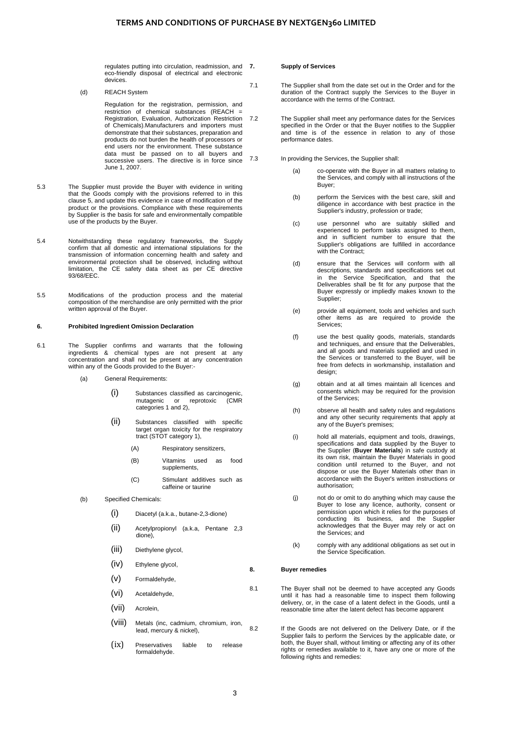regulates putting into circulation, readmission, and eco-friendly disposal of electrical and electronic devices.

(d) REACH System

Regulation for the registration, permission, and restriction of chemical substances (REACH = Registration, Evaluation, Authorization Restriction of Chemicals).Manufacturers and importers must demonstrate that their substances, preparation and products do not burden the health of processors or end users nor the environment. These substance data must be passed on to all buyers and successive users. The directive is in force since June 1, 2007.

5.3 The Supplier must provide the Buyer with evidence in writing that the Goods comply with the provisions referred to in this clause 5, and update this evidence in case of modification of the product or the provisions. Compliance with these requirements by Supplier is the basis for safe and environmentally compatible use of the products by the Buyer.

5.4 Notwithstanding these regulatory frameworks, the Supply confirm that all domestic and international stipulations for the transmission of information concerning health and safety and environmental protection shall be observed, including without limitation, the CE safety data sheet as per CE directive 93/68/EEC.

5.5 Modifications of the production process and the material composition of the merchandise are only permitted with the prior written approval of the Buyer.

**6. Prohibited Ingredient Omission Declaration**

6.1 The Supplier confirms and warrants that the following ingredients & chemical types are not present at any concentration and shall not be present at any concentration within any of the Goods provided to the Buyer:-

(a) General Requirements:

(i) Substances classified as carcinogenic, mutagenic or reprotoxic (CMR categories 1 and 2),

(ii) Substances classified with specific target organ toxicity for the respiratory tract (STOT category 1),

(A) Respiratory sensitizers,

(B) Vitamins used as food supplements,

(C) Stimulant additives such as caffeine or taurine

(b) Specified Chemicals:

(i) Diacetyl (a.k.a., butane-2,3-dione)

(ii) Acetylpropionyl (a.k.a, Pentane 2,3 dione),

(iii) Diethylene glycol,

(iv) Ethylene glycol,

(v) Formaldehyde,

(vi) Acetaldehyde,

(vii) Acrolein,

(viii) Metals (inc, cadmium, chromium, iron, lead, mercury & nickel),

(ix) Preservatives liable to release formaldehyde.

**7. Supply of Services**

7.1 The Supplier shall from the date set out in the Order and for the duration of the Contract supply the Services to the Buyer in accordance with the terms of the Contract.

7.2 The Supplier shall meet any performance dates for the Services specified in the Order or that the Buyer notifies to the Supplier and time is of the essence in relation to any of those performance dates.

7.3 In providing the Services, the Supplier shall:

(a) co-operate with the Buyer in all matters relating to the Services, and comply with all instructions of the Buyer;

(b) perform the Services with the best care, skill and diligence in accordance with best practice in the Supplier's industry, profession or trade;

(c) use personnel who are suitably skilled and experienced to perform tasks assigned to them, and in sufficient number to ensure that the Supplier's obligations are fulfilled in accordance with the Contract;

(d) ensure that the Services will conform with all descriptions, standards and specifications set out in the Service Specification, and that the Deliverables shall be fit for any purpose that the Buyer expressly or impliedly makes known to the Supplier;

(e) provide all equipment, tools and vehicles and such other items as are required to provide the Services;

(f) use the best quality goods, materials, standards and techniques, and ensure that the Deliverables, and all goods and materials supplied and used in the Services or transferred to the Buyer, will be free from defects in workmanship, installation and design;

(g) obtain and at all times maintain all licences and consents which may be required for the provision of the Services;

(h) observe all health and safety rules and regulations and any other security requirements that apply at any of the Buyer's premises;

(i) hold all materials, equipment and tools, drawings, specifications and data supplied by the Buyer to the Supplier (**Buyer Materials**) in safe custody at its own risk, maintain the Buyer Materials in good condition until returned to the Buyer, and not dispose or use the Buyer Materials other than in accordance with the Buyer's written instructions or authorisation;

(j) not do or omit to do anything which may cause the Buyer to lose any licence, authority, consent or permission upon which it relies for the purposes of conducting its business, and the Supplier acknowledges that the Buyer may rely or act on the Services; and

(k) comply with any additional obligations as set out in the Service Specification.

**8. Buyer remedies**

8.1 The Buyer shall not be deemed to have accepted any Goods until it has had a reasonable time to inspect them following delivery, or, in the case of a latent defect in the Goods, until a reasonable time after the latent defect has become apparent

8.2 If the Goods are not delivered on the Delivery Date, or if the Supplier fails to perform the Services by the applicable date, or both, the Buyer shall, without limiting or affecting any of its other rights or remedies available to it, have any one or more of the following rights and remedies: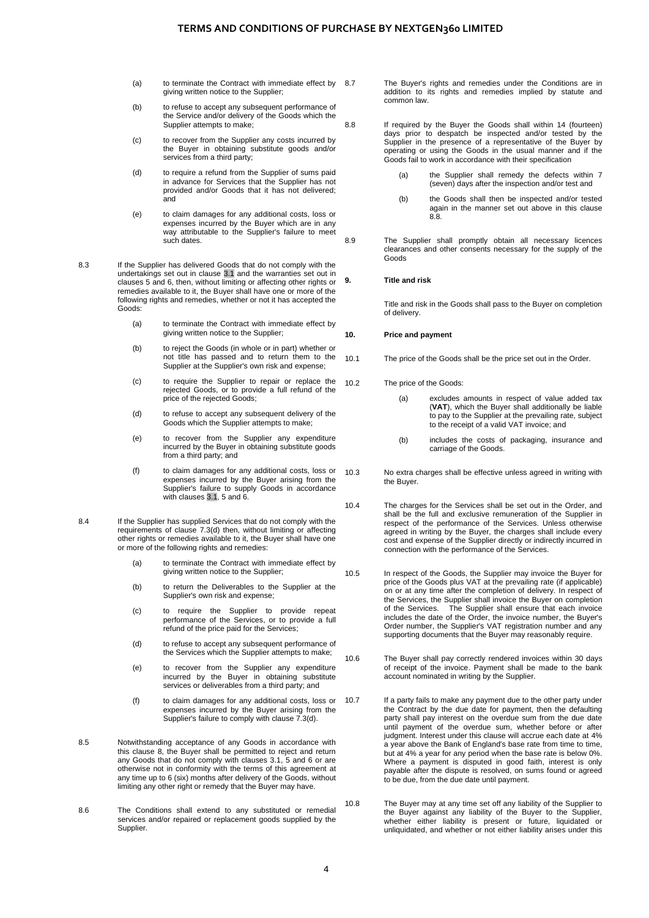(a) to terminate the Contract with immediate effect by giving written notice to the Supplier;

(b) to refuse to accept any subsequent performance of the Service and/or delivery of the Goods which the Supplier attempts to make;

(c) to recover from the Supplier any costs incurred by the Buyer in obtaining substitute goods and/or services from a third party;

(d) to require a refund from the Supplier of sums paid in advance for Services that the Supplier has not provided and/or Goods that it has not delivered; and

(e) to claim damages for any additional costs, loss or expenses incurred by the Buyer which are in any way attributable to the Supplier's failure to meet such dates.

8.3 If the Supplier has delivered Goods that do not comply with the undertakings set out in clause 3.1 and the warranties set out in clauses 5 and 6, then, without limiting or affecting other rights or remedies available to it, the Buyer shall have one or more of the following rights and remedies, whether or not it has accepted the Goods:

(a) to terminate the Contract with immediate effect by giving written notice to the Supplier;

(b) to reject the Goods (in whole or in part) whether or not title has passed and to return them to the Supplier at the Supplier's own risk and expense;

(c) to require the Supplier to repair or replace the rejected Goods, or to provide a full refund of the price of the rejected Goods;

(d) to refuse to accept any subsequent delivery of the Goods which the Supplier attempts to make;

(e) to recover from the Supplier any expenditure incurred by the Buyer in obtaining substitute goods from a third party; and

(f) to claim damages for any additional costs, loss or expenses incurred by the Buyer arising from the Supplier's failure to supply Goods in accordance with clauses 3.1, 5 and 6.

8.4 If the Supplier has supplied Services that do not comply with the requirements of clause 7.3(d) then, without limiting or affecting other rights or remedies available to it, the Buyer shall have one or more of the following rights and remedies:

(a) to terminate the Contract with immediate effect by giving written notice to the Supplier;

(b) to return the Deliverables to the Supplier at the Supplier's own risk and expense;

(c) to require the Supplier to provide repeat performance of the Services, or to provide a full refund of the price paid for the Services;

(d) to refuse to accept any subsequent performance of the Services which the Supplier attempts to make;

(e) to recover from the Supplier any expenditure incurred by the Buyer in obtaining substitute services or deliverables from a third party; and

(f) to claim damages for any additional costs, loss or expenses incurred by the Buyer arising from the Supplier's failure to comply with clause 7.3(d).

8.5 Notwithstanding acceptance of any Goods in accordance with this clause 8, the Buyer shall be permitted to reject and return any Goods that do not comply with clauses 3.1, 5 and 6 or are otherwise not in conformity with the terms of this agreement at any time up to 6 (six) months after delivery of the Goods, without limiting any other right or remedy that the Buyer may have.

8.6 The Conditions shall extend to any substituted or remedial services and/or repaired or replacement goods supplied by the Supplier.

8.7 The Buyer's rights and remedies under the Conditions are in addition to its rights and remedies implied by statute and common law.

8.8 If required by the Buyer the Goods shall within 14 (fourteen) days prior to despatch be inspected and/or tested by the Supplier in the presence of a representative of the Buyer by operating or using the Goods in the usual manner and if the Goods fail to work in accordance with their specification

(a) the Supplier shall remedy the defects within 7 (seven) days after the inspection and/or test and

(b) the Goods shall then be inspected and/or tested again in the manner set out above in this clause 8.8.

8.9 The Supplier shall promptly obtain all necessary licences clearances and other consents necessary for the supply of the Goods

**9. Title and risk**

Title and risk in the Goods shall pass to the Buyer on completion of delivery.

**10. Price and payment**

10.1 The price of the Goods shall be the price set out in the Order.

10.2 The price of the Goods:

(a) excludes amounts in respect of value added tax (**VAT**), which the Buyer shall additionally be liable to pay to the Supplier at the prevailing rate, subject to the receipt of a valid VAT invoice; and

(b) includes the costs of packaging, insurance and carriage of the Goods.

10.3 No extra charges shall be effective unless agreed in writing with the Buyer.

10.4 The charges for the Services shall be set out in the Order, and shall be the full and exclusive remuneration of the Supplier in respect of the performance of the Services. Unless otherwise agreed in writing by the Buyer, the charges shall include every cost and expense of the Supplier directly or indirectly incurred in connection with the performance of the Services.

10.5 In respect of the Goods, the Supplier may invoice the Buyer for price of the Goods plus VAT at the prevailing rate (if applicable) on or at any time after the completion of delivery. In respect of the Services, the Supplier shall invoice the Buyer on completion of the Services. The Supplier shall ensure that each invoice includes the date of the Order, the invoice number, the Buyer's Order number, the Supplier's VAT registration number and any supporting documents that the Buyer may reasonably require.

10.6 The Buyer shall pay correctly rendered invoices within 30 days of receipt of the invoice. Payment shall be made to the bank account nominated in writing by the Supplier.

10.7 If a party fails to make any payment due to the other party under the Contract by the due date for payment, then the defaulting party shall pay interest on the overdue sum from the due date until payment of the overdue sum, whether before or after judgment. Interest under this clause will accrue each date at 4% a year above the Bank of England's base rate from time to time, but at 4% a year for any period when the base rate is below 0%. Where a payment is disputed in good faith, interest is only payable after the dispute is resolved, on sums found or agreed to be due, from the due date until payment.

10.8 The Buyer may at any time set off any liability of the Supplier to the Buyer against any liability of the Buyer to the Supplier, whether either liability is present or future, liquidated or unliquidated, and whether or not either liability arises under this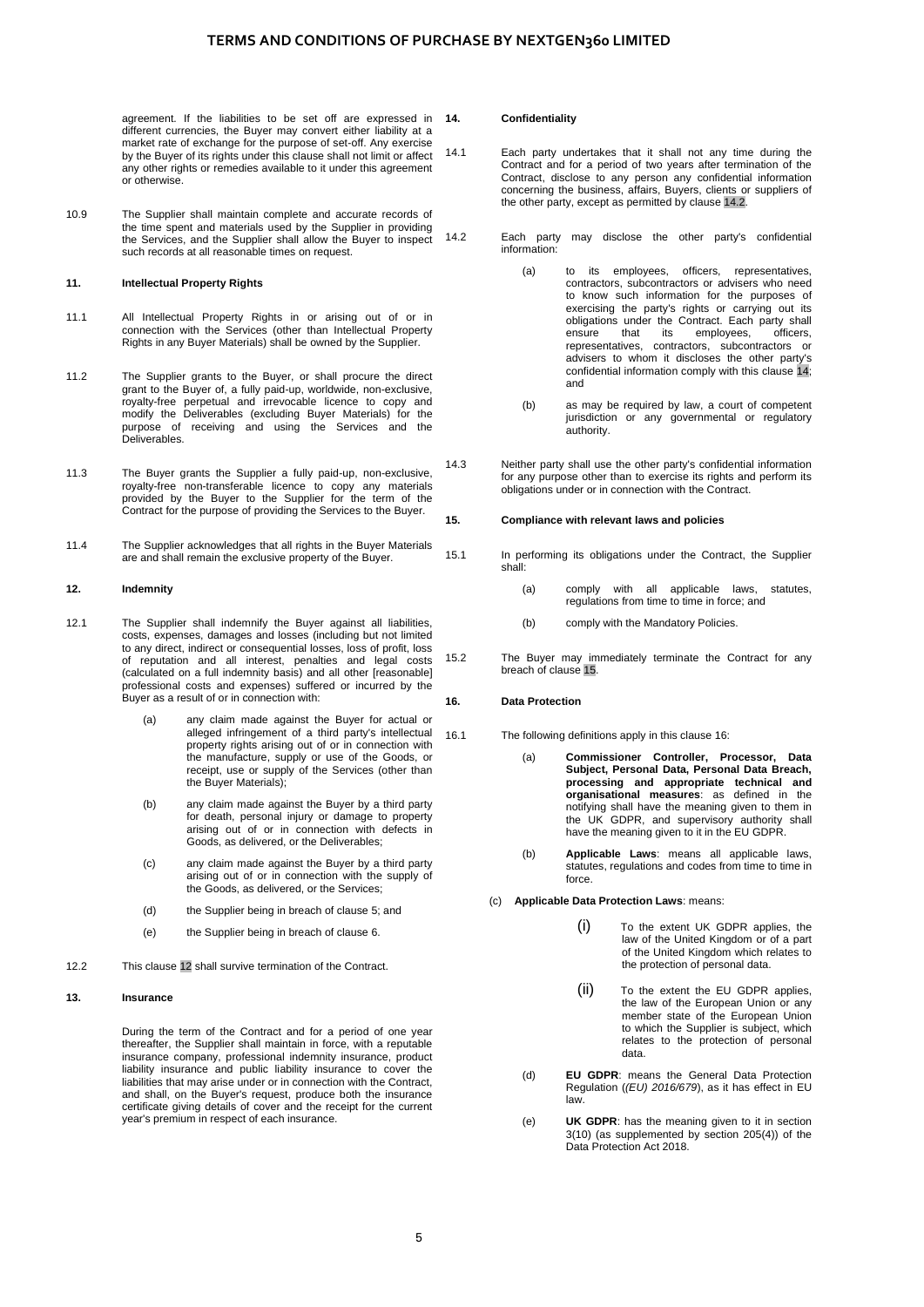agreement. If the liabilities to be set off are expressed in different currencies, the Buyer may convert either liability at a market rate of exchange for the purpose of set-off. Any exercise by the Buyer of its rights under this clause shall not limit or affect any other rights or remedies available to it under this agreement or otherwise.

10.9 The Supplier shall maintain complete and accurate records of the time spent and materials used by the Supplier in providing the Services, and the Supplier shall allow the Buyer to inspect such records at all reasonable times on request.

**11. Intellectual Property Rights**

11.1 All Intellectual Property Rights in or arising out of or in connection with the Services (other than Intellectual Property Rights in any Buyer Materials) shall be owned by the Supplier.

11.2 The Supplier grants to the Buyer, or shall procure the direct grant to the Buyer of, a fully paid-up, worldwide, non-exclusive, royalty-free perpetual and irrevocable licence to copy and modify the Deliverables (excluding Buyer Materials) for the purpose of receiving and using the Services and the Deliverables.

11.3 The Buyer grants the Supplier a fully paid-up, non-exclusive, royalty-free non-transferable licence to copy any materials provided by the Buyer to the Supplier for the term of the Contract for the purpose of providing the Services to the Buyer.

11.4 The Supplier acknowledges that all rights in the Buyer Materials are and shall remain the exclusive property of the Buyer.

**12. Indemnity**

12.1 The Supplier shall indemnify the Buyer against all liabilities, costs, expenses, damages and losses (including but not limited to any direct, indirect or consequential losses, loss of profit, loss of reputation and all interest, penalties and legal costs (calculated on a full indemnity basis) and all other [reasonable] professional costs and expenses) suffered or incurred by the Buyer as a result of or in connection with:

(a) any claim made against the Buyer for actual or alleged infringement of a third party's intellectual property rights arising out of or in connection with the manufacture, supply or use of the Goods, or receipt, use or supply of the Services (other than the Buyer Materials);

(b) any claim made against the Buyer by a third party for death, personal injury or damage to property arising out of or in connection with defects in Goods, as delivered, or the Deliverables;

(c) any claim made against the Buyer by a third party arising out of or in connection with the supply of the Goods, as delivered, or the Services;

(d) the Supplier being in breach of clause 5; and

(e) the Supplier being in breach of clause 6.

12.2 This clause 12 shall survive termination of the Contract.

**13. Insurance**

During the term of the Contract and for a period of one year thereafter, the Supplier shall maintain in force, with a reputable insurance company, professional indemnity insurance, product liability insurance and public liability insurance to cover the liabilities that may arise under or in connection with the Contract, and shall, on the Buyer's request, produce both the insurance certificate giving details of cover and the receipt for the current year's premium in respect of each insurance.

**14. Confidentiality**

14.1 Each party undertakes that it shall not any time during the Contract and for a period of two years after termination of the Contract, disclose to any person any confidential information concerning the business, affairs, Buyers, clients or suppliers of the other party, except as permitted by clause 14.2.

14.2 Each party may disclose the other party's confidential information:

(a) to its employees, officers, representatives, contractors, subcontractors or advisers who need to know such information for the purposes of exercising the party's rights or carrying out its obligations under the Contract. Each party shall ensure that its employees, officers, representatives, contractors, subcontractors or advisers to whom it discloses the other party's confidential information comply with this clause 14; and

(b) as may be required by law, a court of competent jurisdiction or any governmental or regulatory authority.

14.3 Neither party shall use the other party's confidential information for any purpose other than to exercise its rights and perform its obligations under or in connection with the Contract.

**15. Compliance with relevant laws and policies**

15.1 In performing its obligations under the Contract, the Supplier shall:

(a) comply with all applicable laws, statutes, regulations from time to time in force; and

(b) comply with the Mandatory Policies.

15.2 The Buyer may immediately terminate the Contract for any breach of clause 15.

**16. Data Protection**

16.1 The following definitions apply in this clause 16:

(a) **Commissioner Controller, Processor, Data Subject, Personal Data, Personal Data Breach, processing and appropriate technical and organisational measures**: as defined in the notifying shall have the meaning given to them in the UK GDPR, and supervisory authority shall have the meaning given to it in the EU GDPR.

(b) **Applicable Laws**: means all applicable laws, statutes, regulations and codes from time to time in force.

(c) **Applicable Data Protection Laws**: means:

(i) To the extent UK GDPR applies, the law of the United Kingdom or of a part of the United Kingdom which relates to the protection of personal data.

(ii) To the extent the EU GDPR applies, the law of the European Union or any member state of the European Union to which the Supplier is subject, which relates to the protection of personal data.

(d) **EU GDPR**: means the General Data Protection Regulation (*(EU) 2016/679*), as it has effect in EU law.

(e) **UK GDPR**: has the meaning given to it in section 3(10) (as supplemented by section 205(4)) of the Data Protection Act 2018.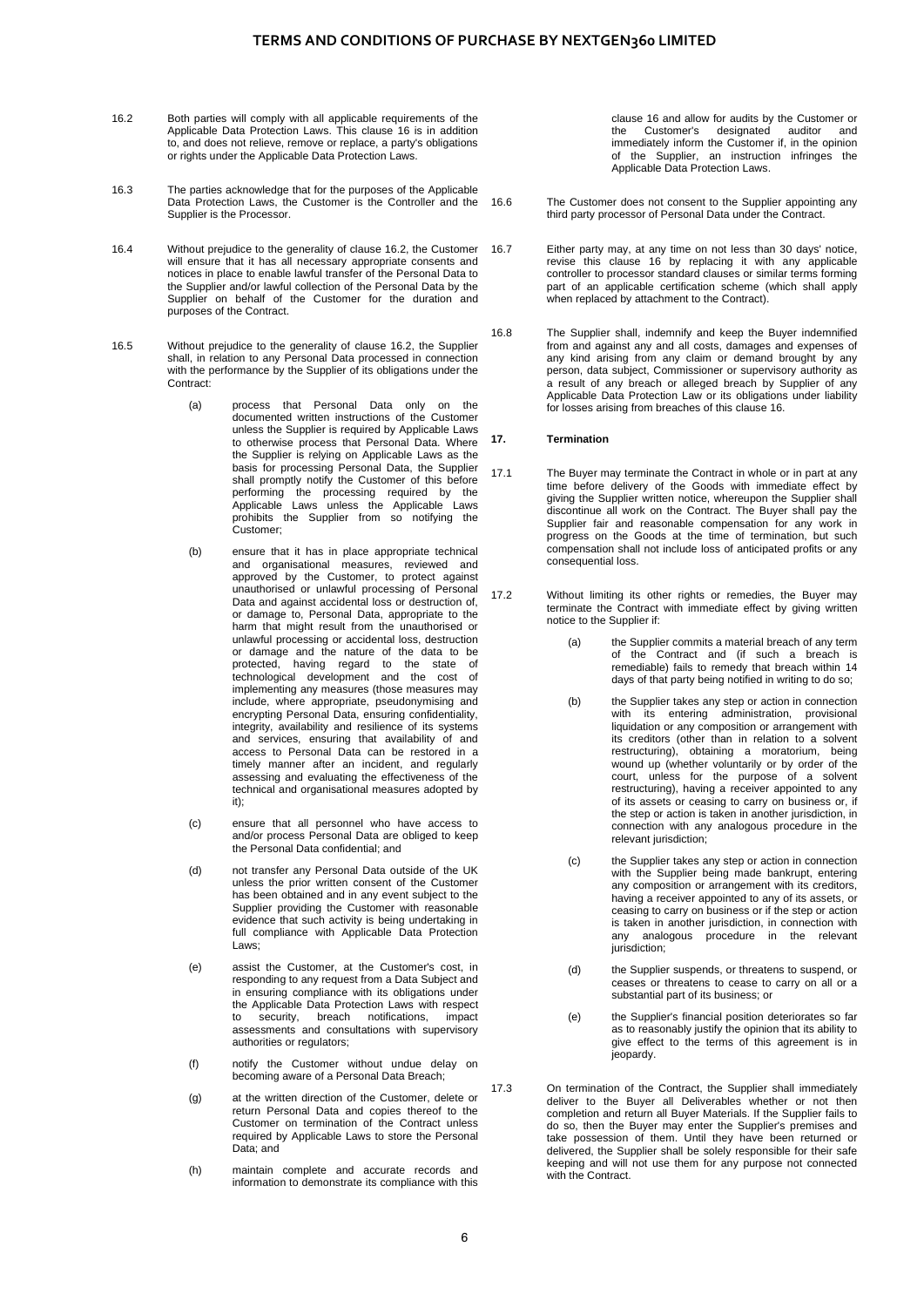16.2 Both parties will comply with all applicable requirements of the Applicable Data Protection Laws. This clause 16 is in addition to, and does not relieve, remove or replace, a party's obligations or rights under the Applicable Data Protection Laws.

16.3 The parties acknowledge that for the purposes of the Applicable Data Protection Laws, the Customer is the Controller and the Supplier is the Processor.

16.4 Without prejudice to the generality of clause 16.2, the Customer will ensure that it has all necessary appropriate consents and notices in place to enable lawful transfer of the Personal Data to the Supplier and/or lawful collection of the Personal Data by the Supplier on behalf of the Customer for the duration and purposes of the Contract.

16.5 Without prejudice to the generality of clause 16.2, the Supplier shall, in relation to any Personal Data processed in connection with the performance by the Supplier of its obligations under the Contract:

(a) process that Personal Data only on the documented written instructions of the Customer unless the Supplier is required by Applicable Laws to otherwise process that Personal Data. Where the Supplier is relying on Applicable Laws as the basis for processing Personal Data, the Supplier shall promptly notify the Customer of this before performing the processing required by the Applicable Laws unless the Applicable Laws prohibits the Supplier from so notifying the Customer;

(b) ensure that it has in place appropriate technical and organisational measures, reviewed and approved by the Customer, to protect against unauthorised or unlawful processing of Personal Data and against accidental loss or destruction of, or damage to, Personal Data, appropriate to the harm that might result from the unauthorised or unlawful processing or accidental loss, destruction or damage and the nature of the data to be protected, having regard to the state of technological development and the cost of implementing any measures (those measures may include, where appropriate, pseudonymising and encrypting Personal Data, ensuring confidentiality, integrity, availability and resilience of its systems and services, ensuring that availability of and access to Personal Data can be restored in a timely manner after an incident, and regularly assessing and evaluating the effectiveness of the technical and organisational measures adopted by it);

(c) ensure that all personnel who have access to and/or process Personal Data are obliged to keep the Personal Data confidential; and

(d) not transfer any Personal Data outside of the UK unless the prior written consent of the Customer has been obtained and in any event subject to the Supplier providing the Customer with reasonable evidence that such activity is being undertaking in full compliance with Applicable Data Protection Laws;

(e) assist the Customer, at the Customer's cost, in responding to any request from a Data Subject and in ensuring compliance with its obligations under the Applicable Data Protection Laws with respect to security, breach notifications, impact assessments and consultations with supervisory authorities or regulators;

(f) notify the Customer without undue delay on becoming aware of a Personal Data Breach;

(g) at the written direction of the Customer, delete or return Personal Data and copies thereof to the Customer on termination of the Contract unless required by Applicable Laws to store the Personal Data; and

(h) maintain complete and accurate records and information to demonstrate its compliance with this clause 16 and allow for audits by the Customer or the Customer's designated auditor and immediately inform the Customer if, in the opinion of the Supplier, an instruction infringes the Applicable Data Protection Laws.

16.6 The Customer does not consent to the Supplier appointing any third party processor of Personal Data under the Contract.

16.7 Either party may, at any time on not less than 30 days' notice, revise this clause 16 by replacing it with any applicable controller to processor standard clauses or similar terms forming part of an applicable certification scheme (which shall apply when replaced by attachment to the Contract).

16.8 The Supplier shall, indemnify and keep the Buyer indemnified from and against any and all costs, damages and expenses of any kind arising from any claim or demand brought by any person, data subject, Commissioner or supervisory authority as a result of any breach or alleged breach by Supplier of any Applicable Data Protection Law or its obligations under liability for losses arising from breaches of this clause 16.

## 17. Termination

17.1 The Buyer may terminate the Contract in whole or in part at any time before delivery of the Goods with immediate effect by giving the Supplier written notice, whereupon the Supplier shall discontinue all work on the Contract. The Buyer shall pay the Supplier fair and reasonable compensation for any work in progress on the Goods at the time of termination, but such compensation shall not include loss of anticipated profits or any consequential loss.

17.2 Without limiting its other rights or remedies, the Buyer may terminate the Contract with immediate effect by giving written notice to the Supplier if:

(a) the Supplier commits a material breach of any term of the Contract and (if such a breach is remediable) fails to remedy that breach within 14 days of that party being notified in writing to do so;

(b) the Supplier takes any step or action in connection with its entering administration, provisional liquidation or any composition or arrangement with its creditors (other than in relation to a solvent restructuring), obtaining a moratorium, being wound up (whether voluntarily or by order of the court, unless for the purpose of a solvent restructuring), having a receiver appointed to any of its assets or ceasing to carry on business or, if the step or action is taken in another jurisdiction, in connection with any analogous procedure in the relevant jurisdiction;

(c) the Supplier takes any step or action in connection with the Supplier being made bankrupt, entering any composition or arrangement with its creditors, having a receiver appointed to any of its assets, or ceasing to carry on business or if the step or action is taken in another jurisdiction, in connection with any analogous procedure in the relevant jurisdiction;

(d) the Supplier suspends, or threatens to suspend, or ceases or threatens to cease to carry on all or a substantial part of its business; or

(e) the Supplier's financial position deteriorates so far as to reasonably justify the opinion that its ability to give effect to the terms of this agreement is in jeopardy.

17.3 On termination of the Contract, the Supplier shall immediately deliver to the Buyer all Deliverables whether or not then completion and return all Buyer Materials. If the Supplier fails to do so, then the Buyer may enter the Supplier's premises and take possession of them. Until they have been returned or delivered, the Supplier shall be solely responsible for their safe keeping and will not use them for any purpose not connected with the Contract.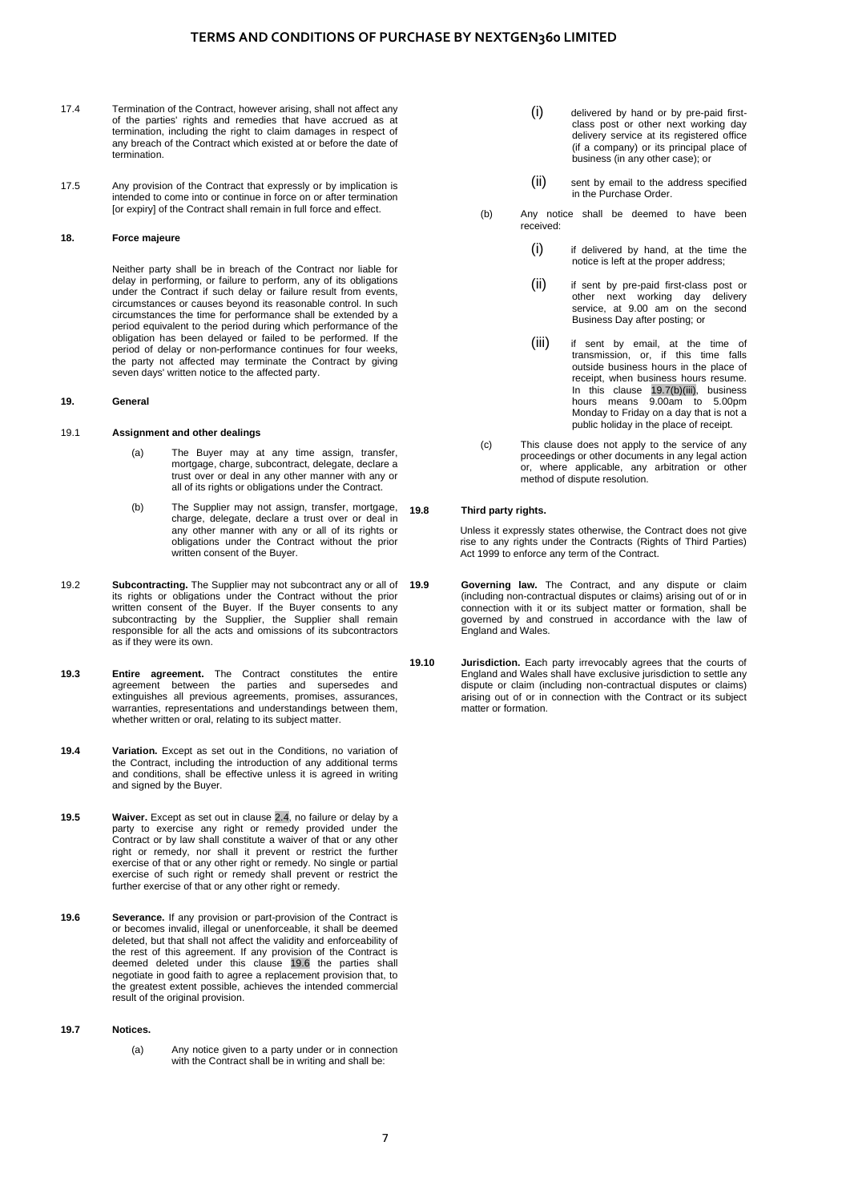17.4 Termination of the Contract, however arising, shall not affect any of the parties' rights and remedies that have accrued as at termination, including the right to claim damages in respect of any breach of the Contract which existed at or before the date of termination.

17.5 Any provision of the Contract that expressly or by implication is intended to come into or continue in force on or after termination [or expiry] of the Contract shall remain in full force and effect.

**18. Force majeure**

Neither party shall be in breach of the Contract nor liable for delay in performing, or failure to perform, any of its obligations under the Contract if such delay or failure result from events, circumstances or causes beyond its reasonable control. In such circumstances the time for performance shall be extended by a period equivalent to the period during which performance of the obligation has been delayed or failed to be performed. If the period of delay or non-performance continues for four weeks, the party not affected may terminate the Contract by giving seven days' written notice to the affected party.

**19. General**

19.1 **Assignment and other dealings**

(a) The Buyer may at any time assign, transfer, mortgage, charge, subcontract, delegate, declare a trust over or deal in any other manner with any or all of its rights or obligations under the Contract.

(b) The Supplier may not assign, transfer, mortgage, charge, delegate, declare a trust over or deal in any other manner with any or all of its rights or obligations under the Contract without the prior written consent of the Buyer.

19.2 **Subcontracting.** The Supplier may not subcontract any or all of its rights or obligations under the Contract without the prior written consent of the Buyer. If the Buyer consents to any subcontracting by the Supplier, the Supplier shall remain responsible for all the acts and omissions of its subcontractors as if they were its own.

**19.3** **Entire agreement.** The Contract constitutes the entire agreement between the parties and supersedes and extinguishes all previous agreements, promises, assurances, warranties, representations and understandings between them, whether written or oral, relating to its subject matter.

**19.4** **Variation.** Except as set out in the Conditions, no variation of the Contract, including the introduction of any additional terms and conditions, shall be effective unless it is agreed in writing and signed by the Buyer.

**19.5** **Waiver.** Except as set out in clause 2.4, no failure or delay by a party to exercise any right or remedy provided under the Contract or by law shall constitute a waiver of that or any other right or remedy, nor shall it prevent or restrict the further exercise of that or any other right or remedy. No single or partial exercise of such right or remedy shall prevent or restrict the further exercise of that or any other right or remedy.

**19.6** **Severance.** If any provision or part-provision of the Contract is or becomes invalid, illegal or unenforceable, it shall be deemed deleted, but that shall not affect the validity and enforceability of the rest of this agreement. If any provision of the Contract is deemed deleted under this clause 19.6 the parties shall negotiate in good faith to agree a replacement provision that, to the greatest extent possible, achieves the intended commercial result of the original provision.

**19.7** **Notices.**

(a) Any notice given to a party under or in connection with the Contract shall be in writing and shall be:

(i) delivered by hand or by pre-paid first-class post or other next working day delivery service at its registered office (if a company) or its principal place of business (in any other case); or

(ii) sent by email to the address specified in the Purchase Order.

(b) Any notice shall be deemed to have been received:

(i) if delivered by hand, at the time the notice is left at the proper address;

(ii) if sent by pre-paid first-class post or other next working day delivery service, at 9.00 am on the second Business Day after posting; or

(iii) if sent by email, at the time of transmission, or, if this time falls outside business hours in the place of receipt, when business hours resume. In this clause 19.7(b)(iii), business hours means 9.00am to 5.00pm Monday to Friday on a day that is not a public holiday in the place of receipt.

(c) This clause does not apply to the service of any proceedings or other documents in any legal action or, where applicable, any arbitration or other method of dispute resolution.

**19.8** **Third party rights.**

Unless it expressly states otherwise, the Contract does not give rise to any rights under the Contracts (Rights of Third Parties) Act 1999 to enforce any term of the Contract.

**19.9** **Governing law.** The Contract, and any dispute or claim (including non-contractual disputes or claims) arising out of or in connection with it or its subject matter or formation, shall be governed by and construed in accordance with the law of England and Wales.

**19.10** **Jurisdiction.** Each party irrevocably agrees that the courts of England and Wales shall have exclusive jurisdiction to settle any dispute or claim (including non-contractual disputes or claims) arising out of or in connection with the Contract or its subject matter or formation.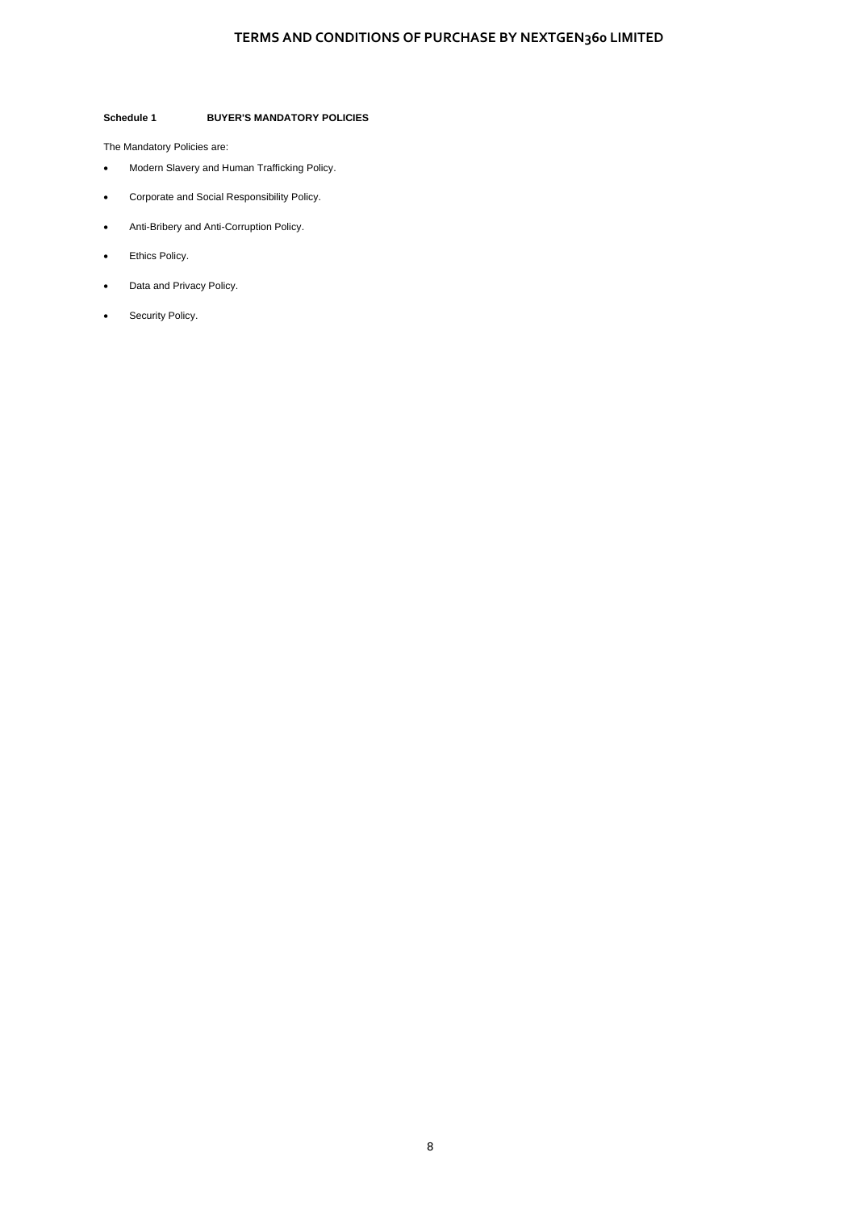**Schedule 1 BUYER'S MANDATORY POLICIES**

The Mandatory Policies are:

- Modern Slavery and Human Trafficking Policy.
- Corporate and Social Responsibility Policy.
- Anti-Bribery and Anti-Corruption Policy.
- Ethics Policy.
- Data and Privacy Policy.
- Security Policy.